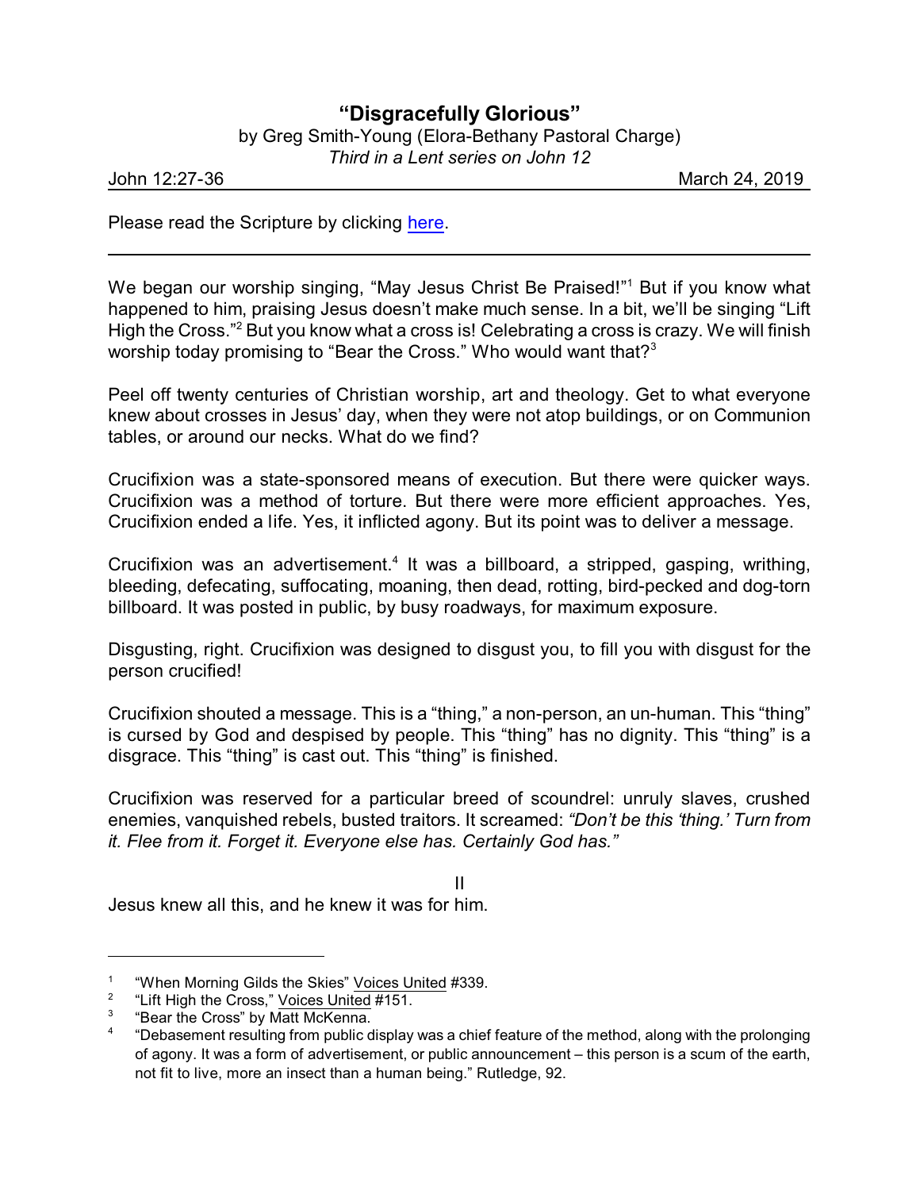# "Disgracefully Glorious"

by Greg Smith-Young (Elora-Bethany Pastoral Charge)

*Third in a Lent series on John 12*

John 12:27-36 March 24, 2019

Please read the Scripture by clicking here.

---

We began our worship singing, "May Jesus Christ Be Praised!"[1] But if you know what happened to him, praising Jesus doesn't make much sense. In a bit, we'll be singing "Lift High the Cross."[2] But you know what a cross is! Celebrating a cross is crazy. We will finish worship today promising to "Bear the Cross." Who would want that?[3]

Peel off twenty centuries of Christian worship, art and theology. Get to what everyone knew about crosses in Jesus' day, when they were not atop buildings, or on Communion tables, or around our necks. What do we find?

Crucifixion was a state-sponsored means of execution. But there were quicker ways. Crucifixion was a method of torture. But there were more efficient approaches. Yes, Crucifixion ended a life. Yes, it inflicted agony. But its point was to deliver a message.

Crucifixion was an advertisement.[4] It was a billboard, a stripped, gasping, writhing, bleeding, defecating, suffocating, moaning, then dead, rotting, bird-pecked and dog-torn billboard. It was posted in public, by busy roadways, for maximum exposure.

Disgusting, right. Crucifixion was designed to disgust you, to fill you with disgust for the person crucified!

Crucifixion shouted a message. This is a "thing," a non-person, an un-human. This "thing" is cursed by God and despised by people. This "thing" has no dignity. This "thing" is a disgrace. This "thing" is cast out. This "thing" is finished.

Crucifixion was reserved for a particular breed of scoundrel: unruly slaves, crushed enemies, vanquished rebels, busted traitors. It screamed: *"Don't be this 'thing.' Turn from it. Flee from it. Forget it. Everyone else has. Certainly God has."*

II

Jesus knew all this, and he knew it was for him.

---

[1] "When Morning Gilds the Skies" Voices United #339.

[2] "Lift High the Cross," Voices United #151.

[3] "Bear the Cross" by Matt McKenna.

[4] "Debasement resulting from public display was a chief feature of the method, along with the prolonging of agony. It was a form of advertisement, or public announcement – this person is a scum of the earth, not fit to live, more an insect than a human being." Rutledge, 92.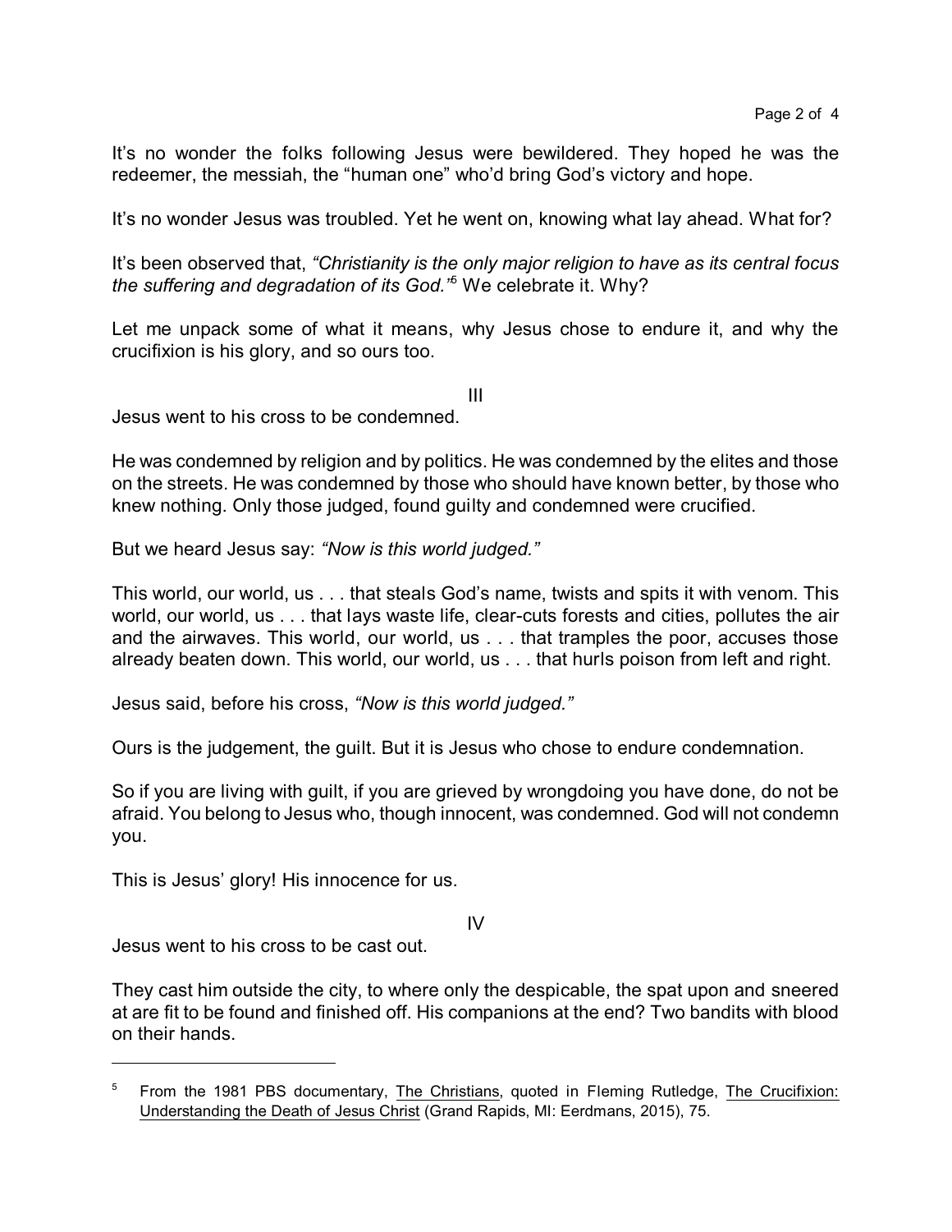It's no wonder the folks following Jesus were bewildered. They hoped he was the redeemer, the messiah, the "human one" who'd bring God's victory and hope.

It's no wonder Jesus was troubled. Yet he went on, knowing what lay ahead. What for?

It's been observed that, *"Christianity is the only major religion to have as its central focus the suffering and degradation of its God."*[5] We celebrate it. Why?

Let me unpack some of what it means, why Jesus chose to endure it, and why the crucifixion is his glory, and so ours too.

III

Jesus went to his cross to be condemned.

He was condemned by religion and by politics. He was condemned by the elites and those on the streets. He was condemned by those who should have known better, by those who knew nothing. Only those judged, found guilty and condemned were crucified.

But we heard Jesus say: *"Now is this world judged."*

This world, our world, us . . . that steals God's name, twists and spits it with venom. This world, our world, us . . . that lays waste life, clear-cuts forests and cities, pollutes the air and the airwaves. This world, our world, us . . . that tramples the poor, accuses those already beaten down. This world, our world, us . . . that hurls poison from left and right.

Jesus said, before his cross, *"Now is this world judged."*

Ours is the judgement, the guilt. But it is Jesus who chose to endure condemnation.

So if you are living with guilt, if you are grieved by wrongdoing you have done, do not be afraid. You belong to Jesus who, though innocent, was condemned. God will not condemn you.

This is Jesus' glory! His innocence for us.

IV

Jesus went to his cross to be cast out.

They cast him outside the city, to where only the despicable, the spat upon and sneered at are fit to be found and finished off. His companions at the end? Two bandits with blood on their hands.

---

[5] From the 1981 PBS documentary, The Christians, quoted in Fleming Rutledge, The Crucifixion: Understanding the Death of Jesus Christ (Grand Rapids, MI: Eerdmans, 2015), 75.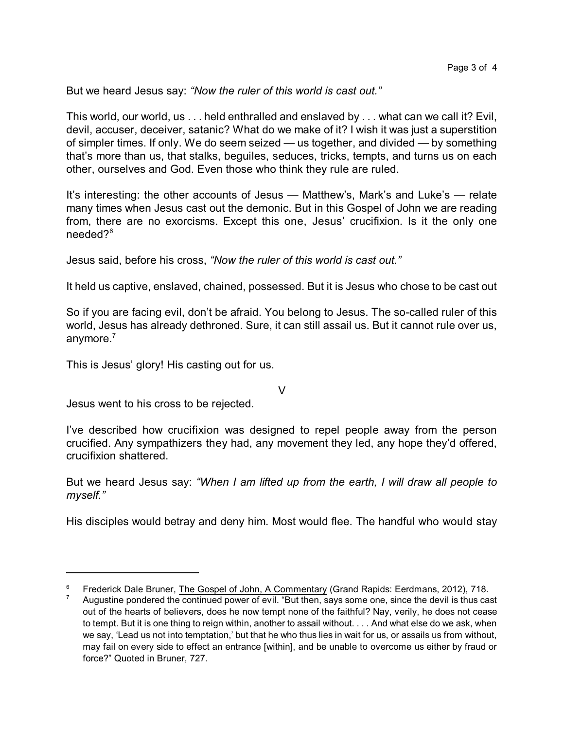But we heard Jesus say: *"Now the ruler of this world is cast out."*

This world, our world, us . . . held enthralled and enslaved by . . . what can we call it? Evil, devil, accuser, deceiver, satanic? What do we make of it? I wish it was just a superstition of simpler times. If only. We do seem seized — us together, and divided — by something that's more than us, that stalks, beguiles, seduces, tricks, tempts, and turns us on each other, ourselves and God. Even those who think they rule are ruled.

It's interesting: the other accounts of Jesus — Matthew's, Mark's and Luke's — relate many times when Jesus cast out the demonic. But in this Gospel of John we are reading from, there are no exorcisms. Except this one, Jesus' crucifixion. Is it the only one needed?[6]

Jesus said, before his cross, *"Now the ruler of this world is cast out."*

It held us captive, enslaved, chained, possessed. But it is Jesus who chose to be cast out

So if you are facing evil, don't be afraid. You belong to Jesus. The so-called ruler of this world, Jesus has already dethroned. Sure, it can still assail us. But it cannot rule over us, anymore.[7]

This is Jesus' glory! His casting out for us.

V

Jesus went to his cross to be rejected.

I've described how crucifixion was designed to repel people away from the person crucified. Any sympathizers they had, any movement they led, any hope they'd offered, crucifixion shattered.

But we heard Jesus say: *"When I am lifted up from the earth, I will draw all people to myself."*

His disciples would betray and deny him. Most would flee. The handful who would stay

---

[6] Frederick Dale Bruner, The Gospel of John, A Commentary (Grand Rapids: Eerdmans, 2012), 718.

[7] Augustine pondered the continued power of evil. "But then, says some one, since the devil is thus cast out of the hearts of believers, does he now tempt none of the faithful? Nay, verily, he does not cease to tempt. But it is one thing to reign within, another to assail without. . . . And what else do we ask, when we say, 'Lead us not into temptation,' but that he who thus lies in wait for us, or assails us from without, may fail on every side to effect an entrance [within], and be unable to overcome us either by fraud or force?" Quoted in Bruner, 727.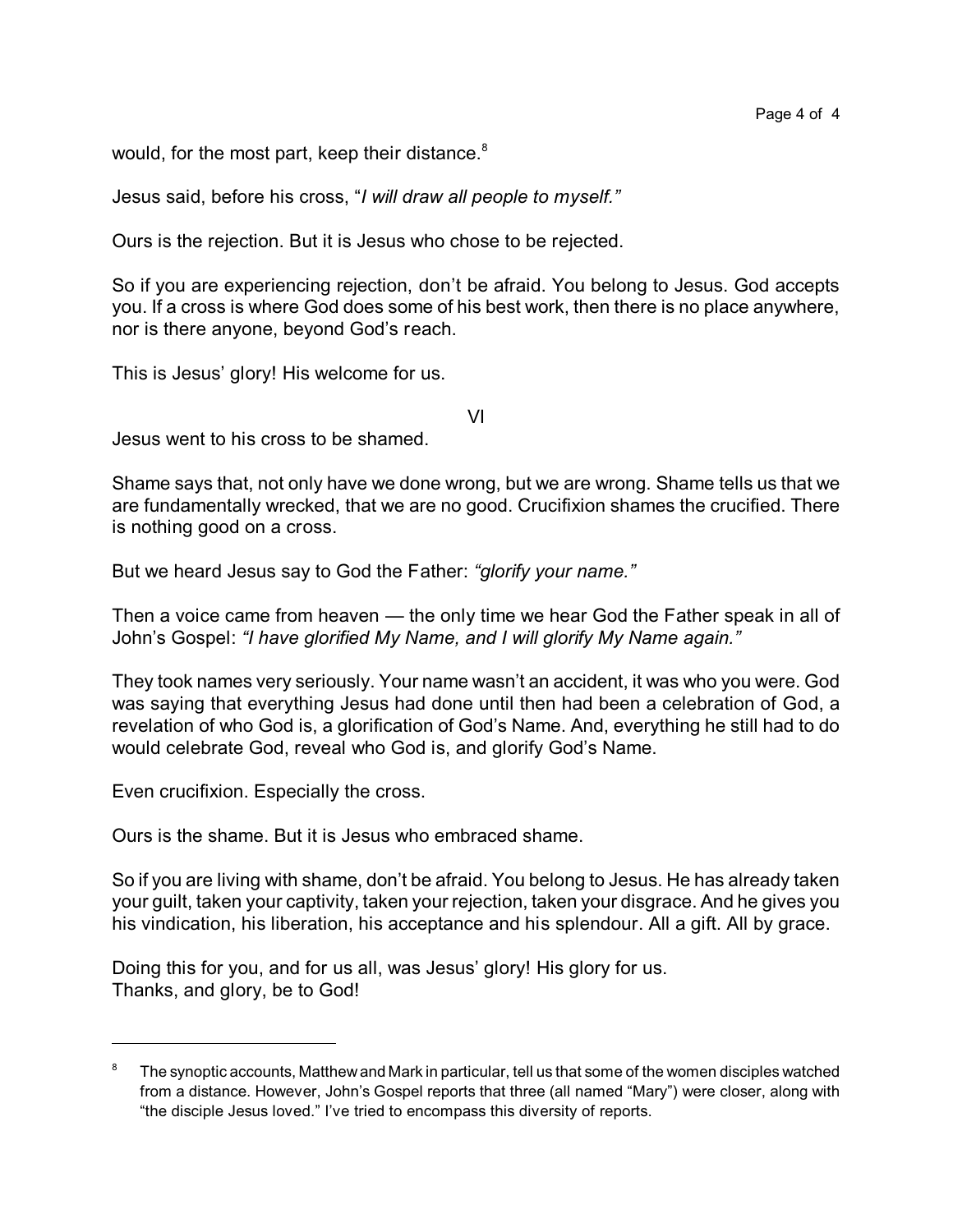would, for the most part, keep their distance.[8]

Jesus said, before his cross, "*I will draw all people to myself.*"

Ours is the rejection. But it is Jesus who chose to be rejected.

So if you are experiencing rejection, don't be afraid. You belong to Jesus. God accepts you. If a cross is where God does some of his best work, then there is no place anywhere, nor is there anyone, beyond God's reach.

This is Jesus' glory! His welcome for us.

VI

Jesus went to his cross to be shamed.

Shame says that, not only have we done wrong, but we are wrong. Shame tells us that we are fundamentally wrecked, that we are no good. Crucifixion shames the crucified. There is nothing good on a cross.

But we heard Jesus say to God the Father: *"glorify your name."*

Then a voice came from heaven — the only time we hear God the Father speak in all of John's Gospel: *"I have glorified My Name, and I will glorify My Name again."*

They took names very seriously. Your name wasn't an accident, it was who you were. God was saying that everything Jesus had done until then had been a celebration of God, a revelation of who God is, a glorification of God's Name. And, everything he still had to do would celebrate God, reveal who God is, and glorify God's Name.

Even crucifixion. Especially the cross.

Ours is the shame. But it is Jesus who embraced shame.

So if you are living with shame, don't be afraid. You belong to Jesus. He has already taken your guilt, taken your captivity, taken your rejection, taken your disgrace. And he gives you his vindication, his liberation, his acceptance and his splendour. All a gift. All by grace.

Doing this for you, and for us all, was Jesus' glory! His glory for us.
Thanks, and glory, be to God!

---

[8] The synoptic accounts, Matthew and Mark in particular, tell us that some of the women disciples watched from a distance. However, John's Gospel reports that three (all named "Mary") were closer, along with "the disciple Jesus loved." I've tried to encompass this diversity of reports.